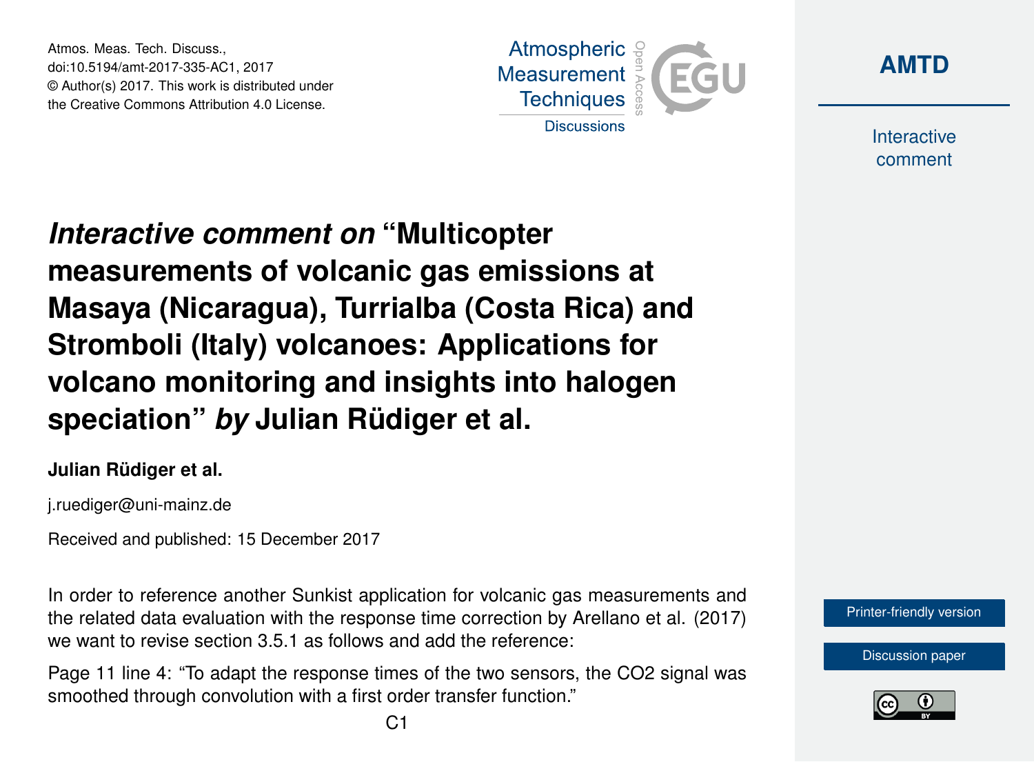# *Interactive comment on* "Multicopter measurements of volcanic gas emissions at Masaya (Nicaragua), Turrialba (Costa Rica) and Stromboli (Italy) volcanoes: Applications for volcano monitoring and insights into halogen speciation" *by* Julian Rüdiger et al.

**Julian Rüdiger et al.**

j.ruediger@uni-mainz.de

Received and published: 15 December 2017

In order to reference another Sunkist application for volcanic gas measurements and the related data evaluation with the response time correction by Arellano et al. (2017) we want to revise section 3.5.1 as follows and add the reference:

Page 11 line 4: "To adapt the response times of the two sensors, the CO2 signal was smoothed through convolution with a first order transfer function."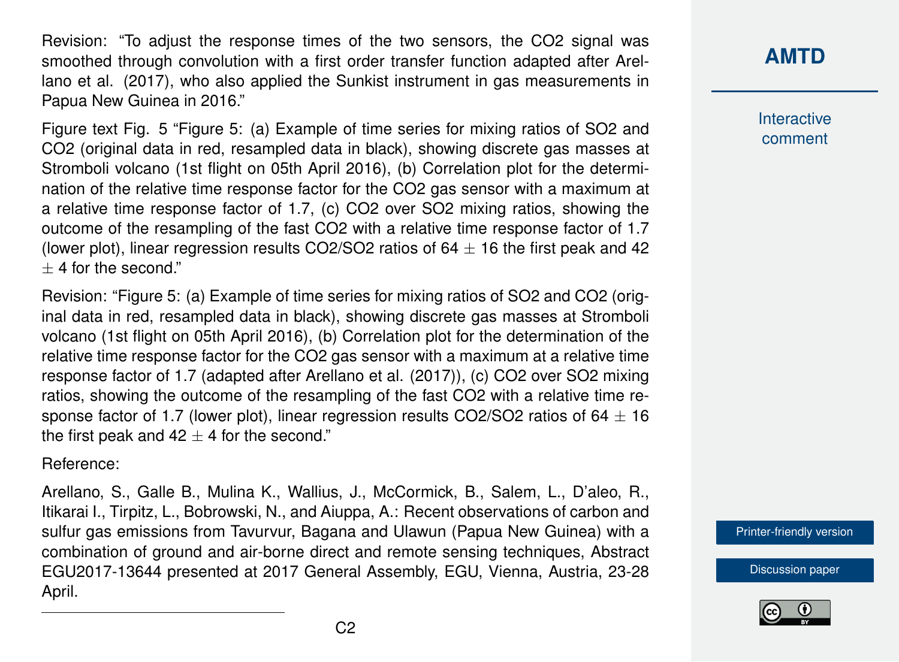Revision: "To adjust the response times of the two sensors, the $CO_2$ signal was smoothed through convolution with a first order transfer function adapted after Arellano et al. (2017), who also applied the Sunkist instrument in gas measurements in Papua New Guinea in 2016."

Figure text Fig. 5 "Figure 5: (a) Example of time series for mixing ratios of $SO_2$ and $CO_2$ (original data in red, resampled data in black), showing discrete gas masses at Stromboli volcano (1st flight on 05th April 2016), (b) Correlation plot for the determination of the relative time response factor for the $CO_2$ gas sensor with a maximum at a relative time response factor of 1.7, (c) $CO_2$ over $SO_2$ mixing ratios, showing the outcome of the resampling of the fast $CO_2$ with a relative time response factor of 1.7 (lower plot), linear regression results $CO_2/SO_2$ ratios of 64 $\pm$ 16 the first peak and 42 $\pm$ 4 for the second."

Revision: "Figure 5: (a) Example of time series for mixing ratios of $SO_2$ and $CO_2$ (original data in red, resampled data in black), showing discrete gas masses at Stromboli volcano (1st flight on 05th April 2016), (b) Correlation plot for the determination of the relative time response factor for the $CO_2$ gas sensor with a maximum at a relative time response factor of 1.7 (adapted after Arellano et al. (2017)), (c) $CO_2$ over $SO_2$ mixing ratios, showing the outcome of the resampling of the fast $CO_2$ with a relative time response factor of 1.7 (lower plot), linear regression results $CO_2/SO_2$ ratios of 64 $\pm$ 16 the first peak and 42 $\pm$ 4 for the second."

Reference:

Arellano, S., Galle B., Mulina K., Wallius, J., McCormick, B., Salem, L., D'aleo, R., Itikarai I., Tirpitz, L., Bobrowski, N., and Aiuppa, A.: Recent observations of carbon and sulfur gas emissions from Tavurvur, Bagana and Ulawun (Papua New Guinea) with a combination of ground and air-borne direct and remote sensing techniques, Abstract EGU2017-13644 presented at 2017 General Assembly, EGU, Vienna, Austria, 23-28 April.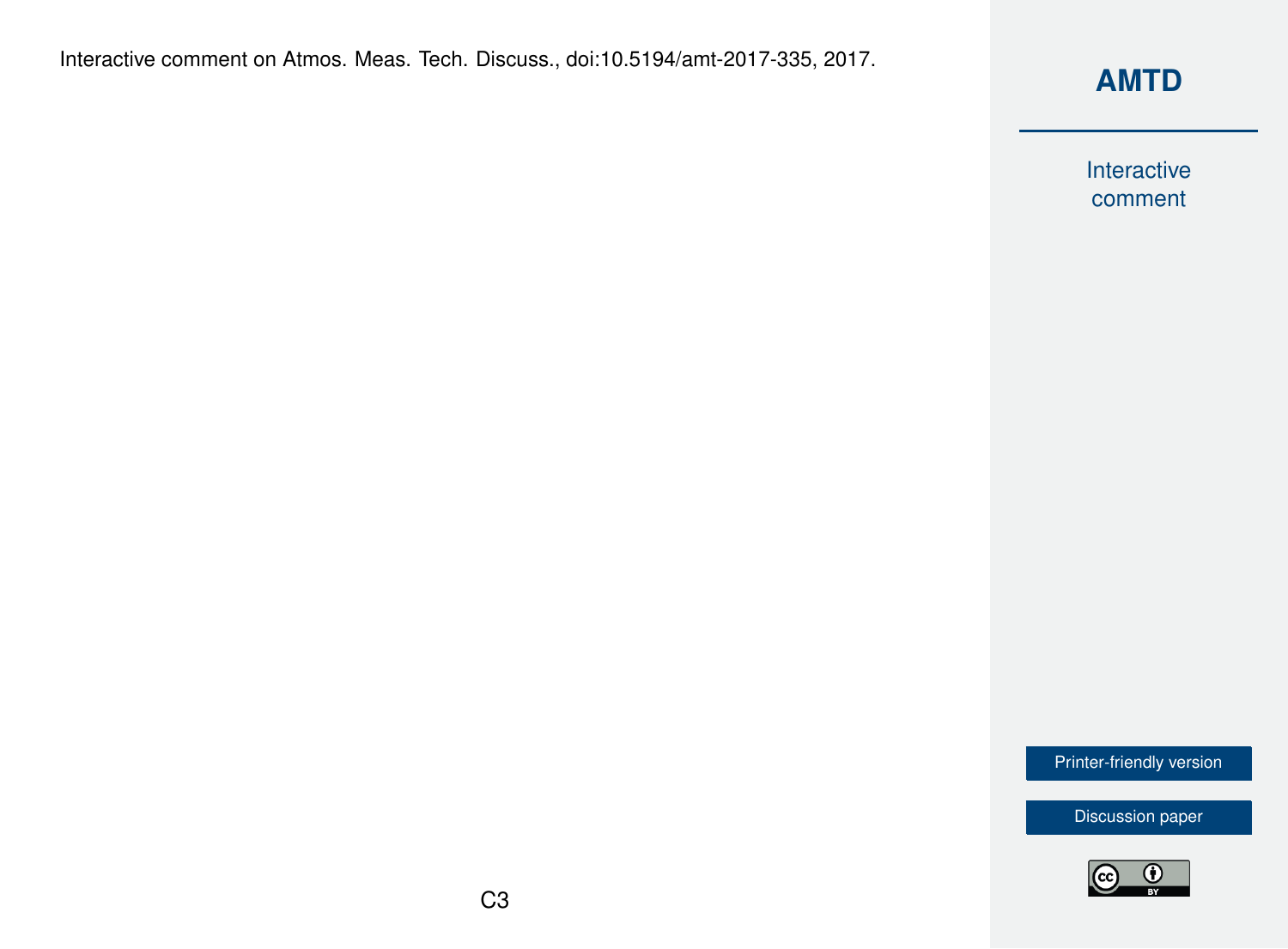Interactive comment on Atmos. Meas. Tech. Discuss., doi:10.5194/amt-2017-335, 2017.